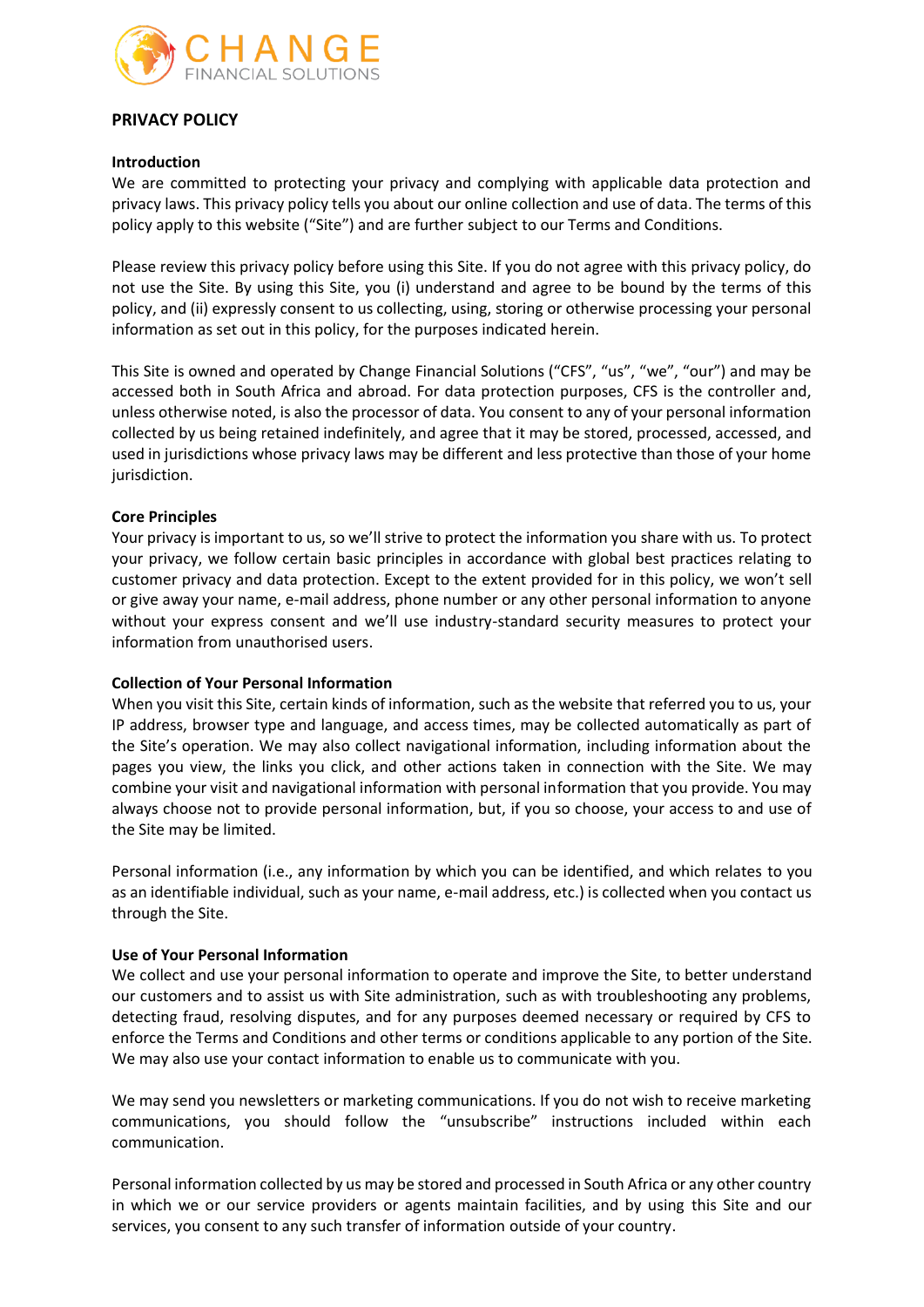CHANGE
FINANCIAL SOLUTIONS

# PRIVACY POLICY

## Introduction

We are committed to protecting your privacy and complying with applicable data protection and privacy laws. This privacy policy tells you about our online collection and use of data. The terms of this policy apply to this website ("Site") and are further subject to our Terms and Conditions.

Please review this privacy policy before using this Site. If you do not agree with this privacy policy, do not use the Site. By using this Site, you (i) understand and agree to be bound by the terms of this policy, and (ii) expressly consent to us collecting, using, storing or otherwise processing your personal information as set out in this policy, for the purposes indicated herein.

This Site is owned and operated by Change Financial Solutions ("CFS", "us", "we", "our") and may be accessed both in South Africa and abroad. For data protection purposes, CFS is the controller and, unless otherwise noted, is also the processor of data. You consent to any of your personal information collected by us being retained indefinitely, and agree that it may be stored, processed, accessed, and used in jurisdictions whose privacy laws may be different and less protective than those of your home jurisdiction.

## Core Principles

Your privacy is important to us, so we'll strive to protect the information you share with us. To protect your privacy, we follow certain basic principles in accordance with global best practices relating to customer privacy and data protection. Except to the extent provided for in this policy, we won't sell or give away your name, e-mail address, phone number or any other personal information to anyone without your express consent and we'll use industry-standard security measures to protect your information from unauthorised users.

## Collection of Your Personal Information

When you visit this Site, certain kinds of information, such as the website that referred you to us, your IP address, browser type and language, and access times, may be collected automatically as part of the Site's operation. We may also collect navigational information, including information about the pages you view, the links you click, and other actions taken in connection with the Site. We may combine your visit and navigational information with personal information that you provide. You may always choose not to provide personal information, but, if you so choose, your access to and use of the Site may be limited.

Personal information (i.e., any information by which you can be identified, and which relates to you as an identifiable individual, such as your name, e-mail address, etc.) is collected when you contact us through the Site.

## Use of Your Personal Information

We collect and use your personal information to operate and improve the Site, to better understand our customers and to assist us with Site administration, such as with troubleshooting any problems, detecting fraud, resolving disputes, and for any purposes deemed necessary or required by CFS to enforce the Terms and Conditions and other terms or conditions applicable to any portion of the Site. We may also use your contact information to enable us to communicate with you.

We may send you newsletters or marketing communications. If you do not wish to receive marketing communications, you should follow the "unsubscribe" instructions included within each communication.

Personal information collected by us may be stored and processed in South Africa or any other country in which we or our service providers or agents maintain facilities, and by using this Site and our services, you consent to any such transfer of information outside of your country.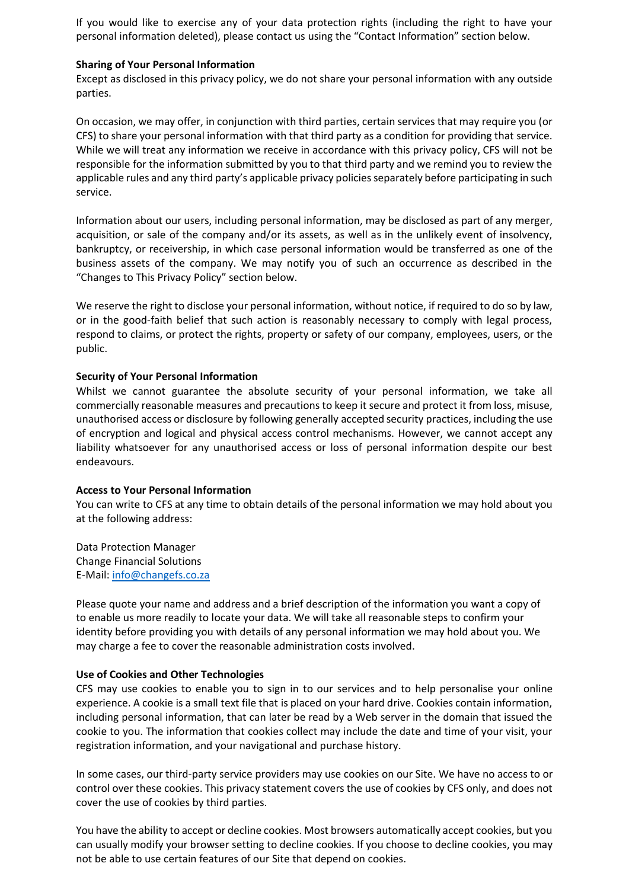If you would like to exercise any of your data protection rights (including the right to have your personal information deleted), please contact us using the "Contact Information" section below.

**Sharing of Your Personal Information**

Except as disclosed in this privacy policy, we do not share your personal information with any outside parties.

On occasion, we may offer, in conjunction with third parties, certain services that may require you (or CFS) to share your personal information with that third party as a condition for providing that service. While we will treat any information we receive in accordance with this privacy policy, CFS will not be responsible for the information submitted by you to that third party and we remind you to review the applicable rules and any third party's applicable privacy policies separately before participating in such service.

Information about our users, including personal information, may be disclosed as part of any merger, acquisition, or sale of the company and/or its assets, as well as in the unlikely event of insolvency, bankruptcy, or receivership, in which case personal information would be transferred as one of the business assets of the company. We may notify you of such an occurrence as described in the "Changes to This Privacy Policy" section below.

We reserve the right to disclose your personal information, without notice, if required to do so by law, or in the good-faith belief that such action is reasonably necessary to comply with legal process, respond to claims, or protect the rights, property or safety of our company, employees, users, or the public.

**Security of Your Personal Information**

Whilst we cannot guarantee the absolute security of your personal information, we take all commercially reasonable measures and precautions to keep it secure and protect it from loss, misuse, unauthorised access or disclosure by following generally accepted security practices, including the use of encryption and logical and physical access control mechanisms. However, we cannot accept any liability whatsoever for any unauthorised access or loss of personal information despite our best endeavours.

**Access to Your Personal Information**

You can write to CFS at any time to obtain details of the personal information we may hold about you at the following address:

Data Protection Manager
Change Financial Solutions
E-Mail: info@changefs.co.za

Please quote your name and address and a brief description of the information you want a copy of to enable us more readily to locate your data. We will take all reasonable steps to confirm your identity before providing you with details of any personal information we may hold about you. We may charge a fee to cover the reasonable administration costs involved.

**Use of Cookies and Other Technologies**

CFS may use cookies to enable you to sign in to our services and to help personalise your online experience. A cookie is a small text file that is placed on your hard drive. Cookies contain information, including personal information, that can later be read by a Web server in the domain that issued the cookie to you. The information that cookies collect may include the date and time of your visit, your registration information, and your navigational and purchase history.

In some cases, our third-party service providers may use cookies on our Site. We have no access to or control over these cookies. This privacy statement covers the use of cookies by CFS only, and does not cover the use of cookies by third parties.

You have the ability to accept or decline cookies. Most browsers automatically accept cookies, but you can usually modify your browser setting to decline cookies. If you choose to decline cookies, you may not be able to use certain features of our Site that depend on cookies.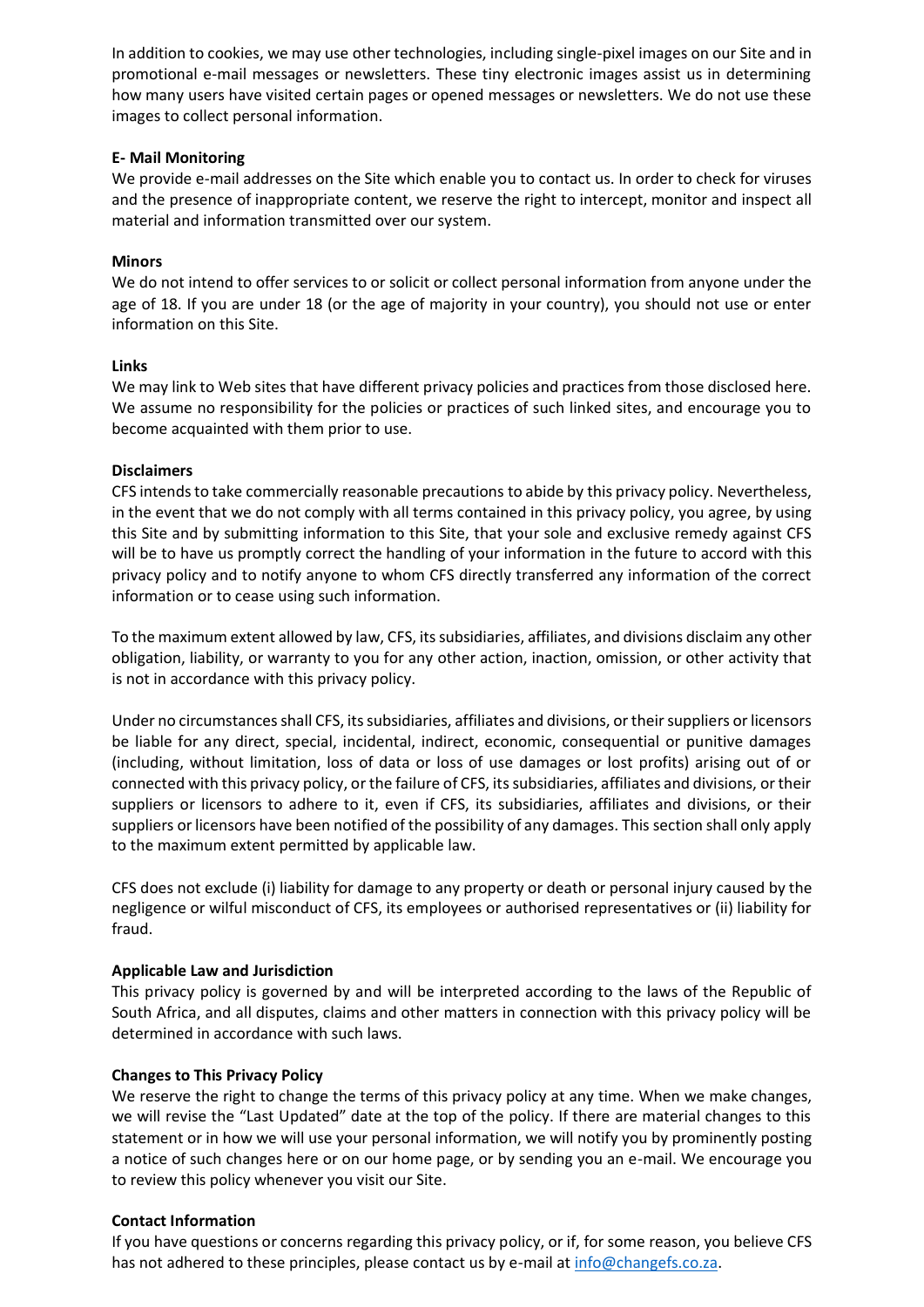In addition to cookies, we may use other technologies, including single-pixel images on our Site and in promotional e-mail messages or newsletters. These tiny electronic images assist us in determining how many users have visited certain pages or opened messages or newsletters. We do not use these images to collect personal information.

**E- Mail Monitoring**

We provide e-mail addresses on the Site which enable you to contact us. In order to check for viruses and the presence of inappropriate content, we reserve the right to intercept, monitor and inspect all material and information transmitted over our system.

**Minors**

We do not intend to offer services to or solicit or collect personal information from anyone under the age of 18. If you are under 18 (or the age of majority in your country), you should not use or enter information on this Site.

**Links**

We may link to Web sites that have different privacy policies and practices from those disclosed here. We assume no responsibility for the policies or practices of such linked sites, and encourage you to become acquainted with them prior to use.

**Disclaimers**

CFS intends to take commercially reasonable precautions to abide by this privacy policy. Nevertheless, in the event that we do not comply with all terms contained in this privacy policy, you agree, by using this Site and by submitting information to this Site, that your sole and exclusive remedy against CFS will be to have us promptly correct the handling of your information in the future to accord with this privacy policy and to notify anyone to whom CFS directly transferred any information of the correct information or to cease using such information.

To the maximum extent allowed by law, CFS, its subsidiaries, affiliates, and divisions disclaim any other obligation, liability, or warranty to you for any other action, inaction, omission, or other activity that is not in accordance with this privacy policy.

Under no circumstances shall CFS, its subsidiaries, affiliates and divisions, or their suppliers or licensors be liable for any direct, special, incidental, indirect, economic, consequential or punitive damages (including, without limitation, loss of data or loss of use damages or lost profits) arising out of or connected with this privacy policy, or the failure of CFS, its subsidiaries, affiliates and divisions, or their suppliers or licensors to adhere to it, even if CFS, its subsidiaries, affiliates and divisions, or their suppliers or licensors have been notified of the possibility of any damages. This section shall only apply to the maximum extent permitted by applicable law.

CFS does not exclude (i) liability for damage to any property or death or personal injury caused by the negligence or wilful misconduct of CFS, its employees or authorised representatives or (ii) liability for fraud.

**Applicable Law and Jurisdiction**

This privacy policy is governed by and will be interpreted according to the laws of the Republic of South Africa, and all disputes, claims and other matters in connection with this privacy policy will be determined in accordance with such laws.

**Changes to This Privacy Policy**

We reserve the right to change the terms of this privacy policy at any time. When we make changes, we will revise the "Last Updated" date at the top of the policy. If there are material changes to this statement or in how we will use your personal information, we will notify you by prominently posting a notice of such changes here or on our home page, or by sending you an e-mail. We encourage you to review this policy whenever you visit our Site.

**Contact Information**

If you have questions or concerns regarding this privacy policy, or if, for some reason, you believe CFS has not adhered to these principles, please contact us by e-mail at info@changefs.co.za.